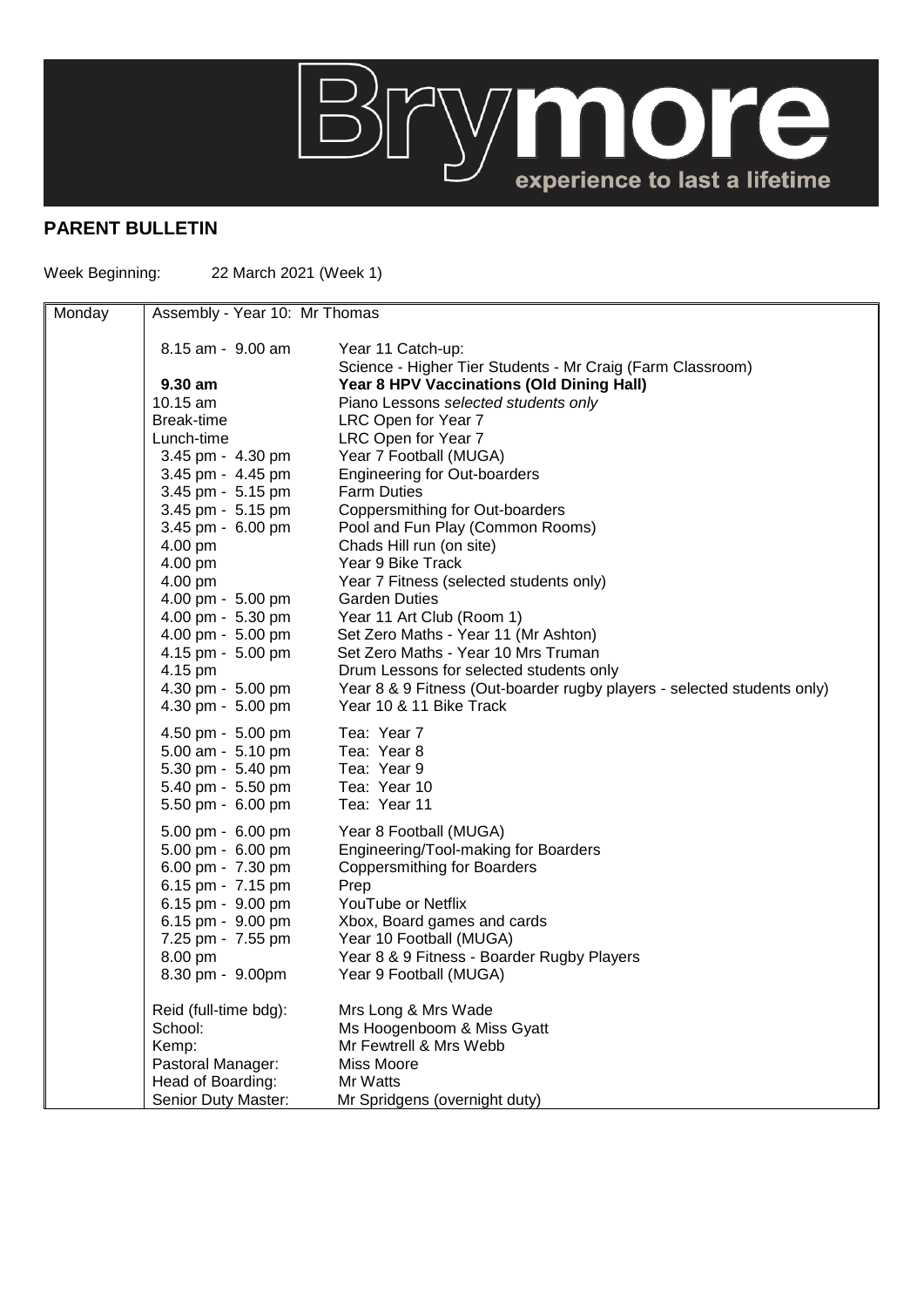Brymore experience to last a lifetime

## PARENT BULLETIN

Week Beginning: 22 March 2021 (Week 1)

| Monday | Assembly - Year 10: Mr Thomas | |
|---|---|---|
| | 8.15 am - 9.00 am | Year 11 Catch-up: Science - Higher Tier Students - Mr Craig (Farm Classroom) |
| | **9.30 am** | **Year 8 HPV Vaccinations (Old Dining Hall)** |
| | 10.15 am | Piano Lessons *selected students only* |
| | Break-time | LRC Open for Year 7 |
| | Lunch-time | LRC Open for Year 7 |
| | 3.45 pm - 4.30 pm | Year 7 Football (MUGA) |
| | 3.45 pm - 4.45 pm | Engineering for Out-boarders |
| | 3.45 pm - 5.15 pm | Farm Duties |
| | 3.45 pm - 5.15 pm | Coppersmithing for Out-boarders |
| | 3.45 pm - 6.00 pm | Pool and Fun Play (Common Rooms) |
| | 4.00 pm | Chads Hill run (on site) |
| | 4.00 pm | Year 9 Bike Track |
| | 4.00 pm | Year 7 Fitness (selected students only) |
| | 4.00 pm - 5.00 pm | Garden Duties |
| | 4.00 pm - 5.30 pm | Year 11 Art Club (Room 1) |
| | 4.00 pm - 5.00 pm | Set Zero Maths - Year 11 (Mr Ashton) |
| | 4.15 pm - 5.00 pm | Set Zero Maths - Year 10 Mrs Truman |
| | 4.15 pm | Drum Lessons for selected students only |
| | 4.30 pm - 5.00 pm | Year 8 & 9 Fitness (Out-boarder rugby players - selected students only) |
| | 4.30 pm - 5.00 pm | Year 10 & 11 Bike Track |
| | 4.50 pm - 5.00 pm | Tea: Year 7 |
| | 5.00 am - 5.10 pm | Tea: Year 8 |
| | 5.30 pm - 5.40 pm | Tea: Year 9 |
| | 5.40 pm - 5.50 pm | Tea: Year 10 |
| | 5.50 pm - 6.00 pm | Tea: Year 11 |
| | 5.00 pm - 6.00 pm | Year 8 Football (MUGA) |
| | 5.00 pm - 6.00 pm | Engineering/Tool-making for Boarders |
| | 6.00 pm - 7.30 pm | Coppersmithing for Boarders |
| | 6.15 pm - 7.15 pm | Prep |
| | 6.15 pm - 9.00 pm | YouTube or Netflix |
| | 6.15 pm - 9.00 pm | Xbox, Board games and cards |
| | 7.25 pm - 7.55 pm | Year 10 Football (MUGA) |
| | 8.00 pm | Year 8 & 9 Fitness - Boarder Rugby Players |
| | 8.30 pm - 9.00pm | Year 9 Football (MUGA) |
| | Reid (full-time bdg): | Mrs Long & Mrs Wade |
| | School: | Ms Hoogenboom & Miss Gyatt |
| | Kemp: | Mr Fewtrell & Mrs Webb |
| | Pastoral Manager: | Miss Moore |
| | Head of Boarding: | Mr Watts |
| | Senior Duty Master: | Mr Spridgens (overnight duty) |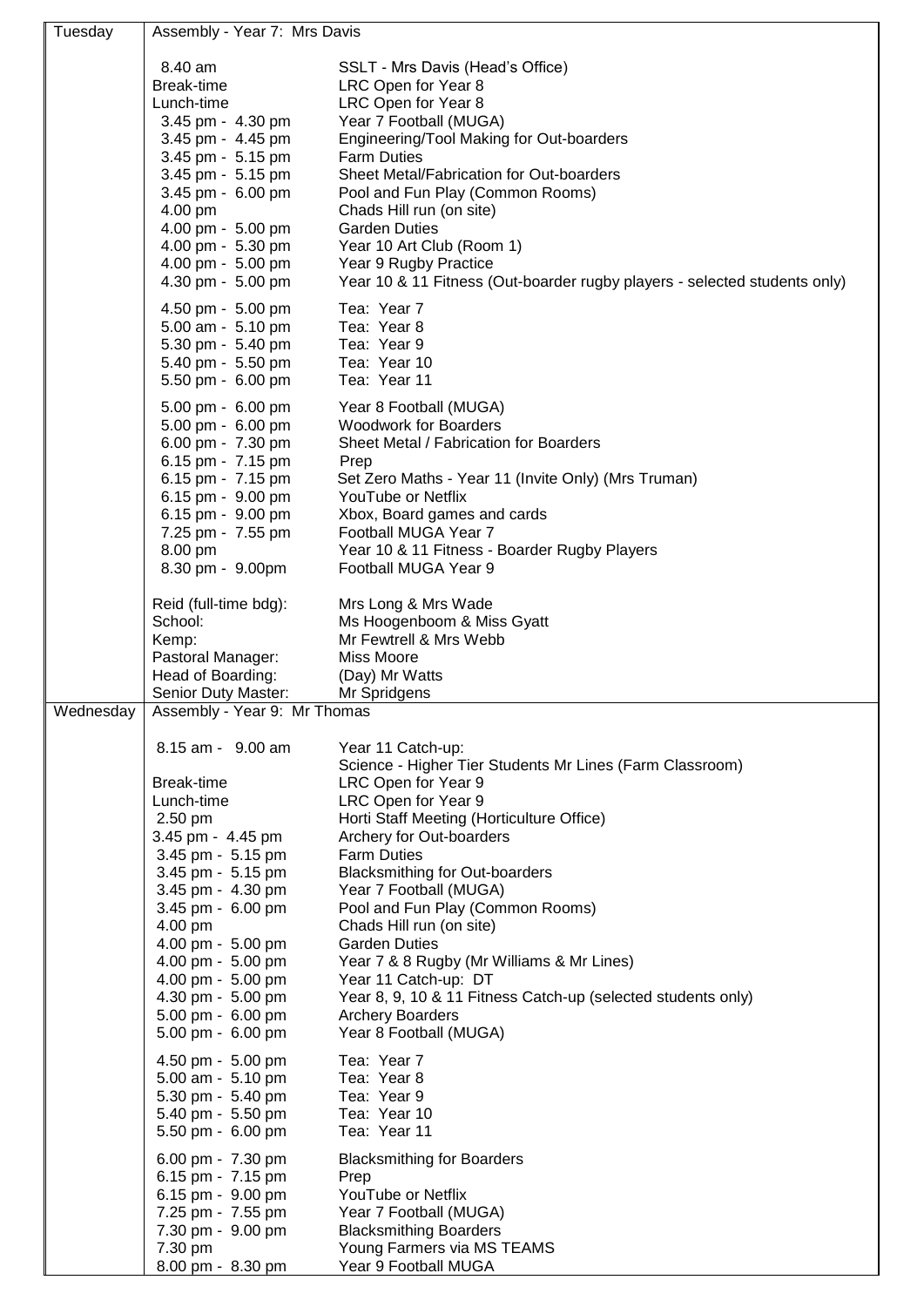| | |
|---|---|
| Tuesday | Assembly - Year 7: Mrs Davis<br><br>8.40 am — SSLT - Mrs Davis (Head's Office)<br>Break-time — LRC Open for Year 8<br>Lunch-time — LRC Open for Year 8<br>3.45 pm - 4.30 pm — Year 7 Football (MUGA)<br>3.45 pm - 4.45 pm — Engineering/Tool Making for Out-boarders<br>3.45 pm - 5.15 pm — Farm Duties<br>3.45 pm - 5.15 pm — Sheet Metal/Fabrication for Out-boarders<br>3.45 pm - 6.00 pm — Pool and Fun Play (Common Rooms)<br>4.00 pm — Chads Hill run (on site)<br>4.00 pm - 5.00 pm — Garden Duties<br>4.00 pm - 5.30 pm — Year 10 Art Club (Room 1)<br>4.00 pm - 5.00 pm — Year 9 Rugby Practice<br>4.30 pm - 5.00 pm — Year 10 & 11 Fitness (Out-boarder rugby players - selected students only)<br><br>4.50 pm - 5.00 pm — Tea: Year 7<br>5.00 am - 5.10 pm — Tea: Year 8<br>5.30 pm - 5.40 pm — Tea: Year 9<br>5.40 pm - 5.50 pm — Tea: Year 10<br>5.50 pm - 6.00 pm — Tea: Year 11<br><br>5.00 pm - 6.00 pm — Year 8 Football (MUGA)<br>5.00 pm - 6.00 pm — Woodwork for Boarders<br>6.00 pm - 7.30 pm — Sheet Metal / Fabrication for Boarders<br>6.15 pm - 7.15 pm — Prep<br>6.15 pm - 7.15 pm — Set Zero Maths - Year 11 (Invite Only) (Mrs Truman)<br>6.15 pm - 9.00 pm — YouTube or Netflix<br>6.15 pm - 9.00 pm — Xbox, Board games and cards<br>7.25 pm - 7.55 pm — Football MUGA Year 7<br>8.00 pm — Year 10 & 11 Fitness - Boarder Rugby Players<br>8.30 pm - 9.00pm — Football MUGA Year 9<br><br>Reid (full-time bdg): — Mrs Long & Mrs Wade<br>School: — Ms Hoogenboom & Miss Gyatt<br>Kemp: — Mr Fewtrell & Mrs Webb<br>Pastoral Manager: — Miss Moore<br>Head of Boarding: — (Day) Mr Watts<br>Senior Duty Master: — Mr Spridgens |
| Wednesday | Assembly - Year 9: Mr Thomas<br><br>8.15 am - 9.00 am — Year 11 Catch-up: Science - Higher Tier Students Mr Lines (Farm Classroom)<br>Break-time — LRC Open for Year 9<br>Lunch-time — LRC Open for Year 9<br>2.50 pm — Horti Staff Meeting (Horticulture Office)<br>3.45 pm - 4.45 pm — Archery for Out-boarders<br>3.45 pm - 5.15 pm — Farm Duties<br>3.45 pm - 5.15 pm — Blacksmithing for Out-boarders<br>3.45 pm - 4.30 pm — Year 7 Football (MUGA)<br>3.45 pm - 6.00 pm — Pool and Fun Play (Common Rooms)<br>4.00 pm — Chads Hill run (on site)<br>4.00 pm - 5.00 pm — Garden Duties<br>4.00 pm - 5.00 pm — Year 7 & 8 Rugby (Mr Williams & Mr Lines)<br>4.00 pm - 5.00 pm — Year 11 Catch-up: DT<br>4.30 pm - 5.00 pm — Year 8, 9, 10 & 11 Fitness Catch-up (selected students only)<br>5.00 pm - 6.00 pm — Archery Boarders<br>5.00 pm - 6.00 pm — Year 8 Football (MUGA)<br><br>4.50 pm - 5.00 pm — Tea: Year 7<br>5.00 am - 5.10 pm — Tea: Year 8<br>5.30 pm - 5.40 pm — Tea: Year 9<br>5.40 pm - 5.50 pm — Tea: Year 10<br>5.50 pm - 6.00 pm — Tea: Year 11<br><br>6.00 pm - 7.30 pm — Blacksmithing for Boarders<br>6.15 pm - 7.15 pm — Prep<br>6.15 pm - 9.00 pm — YouTube or Netflix<br>7.25 pm - 7.55 pm — Year 7 Football (MUGA)<br>7.30 pm - 9.00 pm — Blacksmithing Boarders<br>7.30 pm — Young Farmers via MS TEAMS<br>8.00 pm - 8.30 pm — Year 9 Football MUGA |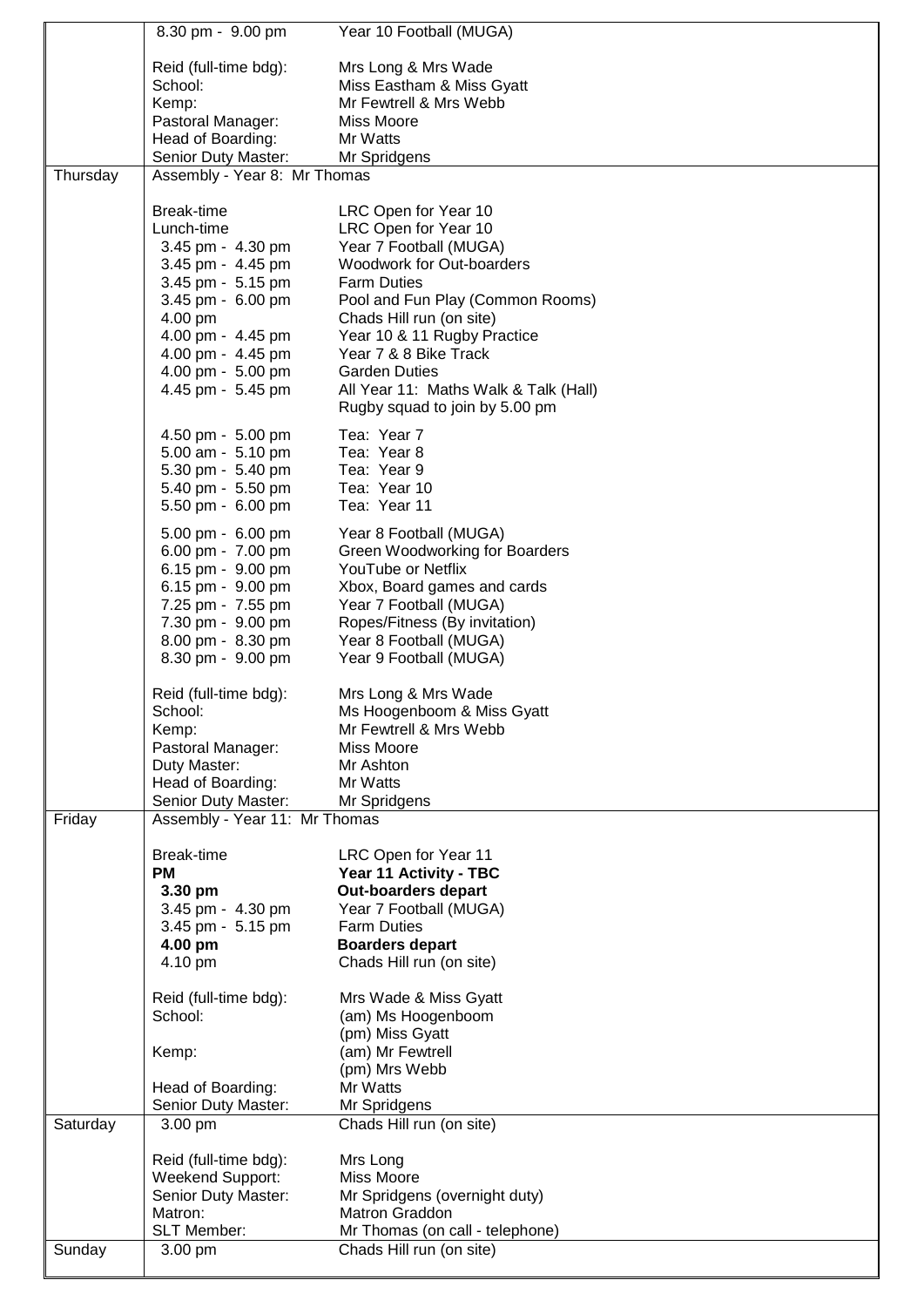| | | |
|---|---|---|
| | 8.30 pm - 9.00 pm | Year 10 Football (MUGA) |
| | Reid (full-time bdg): | Mrs Long & Mrs Wade |
| | School: | Miss Eastham & Miss Gyatt |
| | Kemp: | Mr Fewtrell & Mrs Webb |
| | Pastoral Manager: | Miss Moore |
| | Head of Boarding: | Mr Watts |
| | Senior Duty Master: | Mr Spridgens |
| Thursday | Assembly - Year 8: Mr Thomas | |
| | Break-time | LRC Open for Year 10 |
| | Lunch-time | LRC Open for Year 10 |
| | 3.45 pm - 4.30 pm | Year 7 Football (MUGA) |
| | 3.45 pm - 4.45 pm | Woodwork for Out-boarders |
| | 3.45 pm - 5.15 pm | Farm Duties |
| | 3.45 pm - 6.00 pm | Pool and Fun Play (Common Rooms) |
| | 4.00 pm | Chads Hill run (on site) |
| | 4.00 pm - 4.45 pm | Year 10 & 11 Rugby Practice |
| | 4.00 pm - 4.45 pm | Year 7 & 8 Bike Track |
| | 4.00 pm - 5.00 pm | Garden Duties |
| | 4.45 pm - 5.45 pm | All Year 11: Maths Walk & Talk (Hall)<br>Rugby squad to join by 5.00 pm |
| | 4.50 pm - 5.00 pm | Tea: Year 7 |
| | 5.00 am - 5.10 pm | Tea: Year 8 |
| | 5.30 pm - 5.40 pm | Tea: Year 9 |
| | 5.40 pm - 5.50 pm | Tea: Year 10 |
| | 5.50 pm - 6.00 pm | Tea: Year 11 |
| | 5.00 pm - 6.00 pm | Year 8 Football (MUGA) |
| | 6.00 pm - 7.00 pm | Green Woodworking for Boarders |
| | 6.15 pm - 9.00 pm | YouTube or Netflix |
| | 6.15 pm - 9.00 pm | Xbox, Board games and cards |
| | 7.25 pm - 7.55 pm | Year 7 Football (MUGA) |
| | 7.30 pm - 9.00 pm | Ropes/Fitness (By invitation) |
| | 8.00 pm - 8.30 pm | Year 8 Football (MUGA) |
| | 8.30 pm - 9.00 pm | Year 9 Football (MUGA) |
| | Reid (full-time bdg): | Mrs Long & Mrs Wade |
| | School: | Ms Hoogenboom & Miss Gyatt |
| | Kemp: | Mr Fewtrell & Mrs Webb |
| | Pastoral Manager: | Miss Moore |
| | Duty Master: | Mr Ashton |
| | Head of Boarding: | Mr Watts |
| | Senior Duty Master: | Mr Spridgens |
| Friday | Assembly - Year 11: Mr Thomas | |
| | Break-time | LRC Open for Year 11 |
| | **PM** | **Year 11 Activity - TBC** |
| | **3.30 pm** | **Out-boarders depart** |
| | 3.45 pm - 4.30 pm | Year 7 Football (MUGA) |
| | 3.45 pm - 5.15 pm | Farm Duties |
| | **4.00 pm** | **Boarders depart** |
| | 4.10 pm | Chads Hill run (on site) |
| | Reid (full-time bdg): | Mrs Wade & Miss Gyatt |
| | School: | (am) Ms Hoogenboom<br>(pm) Miss Gyatt |
| | Kemp: | (am) Mr Fewtrell<br>(pm) Mrs Webb |
| | Head of Boarding: | Mr Watts |
| | Senior Duty Master: | Mr Spridgens |
| Saturday | 3.00 pm | Chads Hill run (on site) |
| | Reid (full-time bdg): | Mrs Long |
| | Weekend Support: | Miss Moore |
| | Senior Duty Master: | Mr Spridgens (overnight duty) |
| | Matron: | Matron Graddon |
| | SLT Member: | Mr Thomas (on call - telephone) |
| Sunday | 3.00 pm | Chads Hill run (on site) |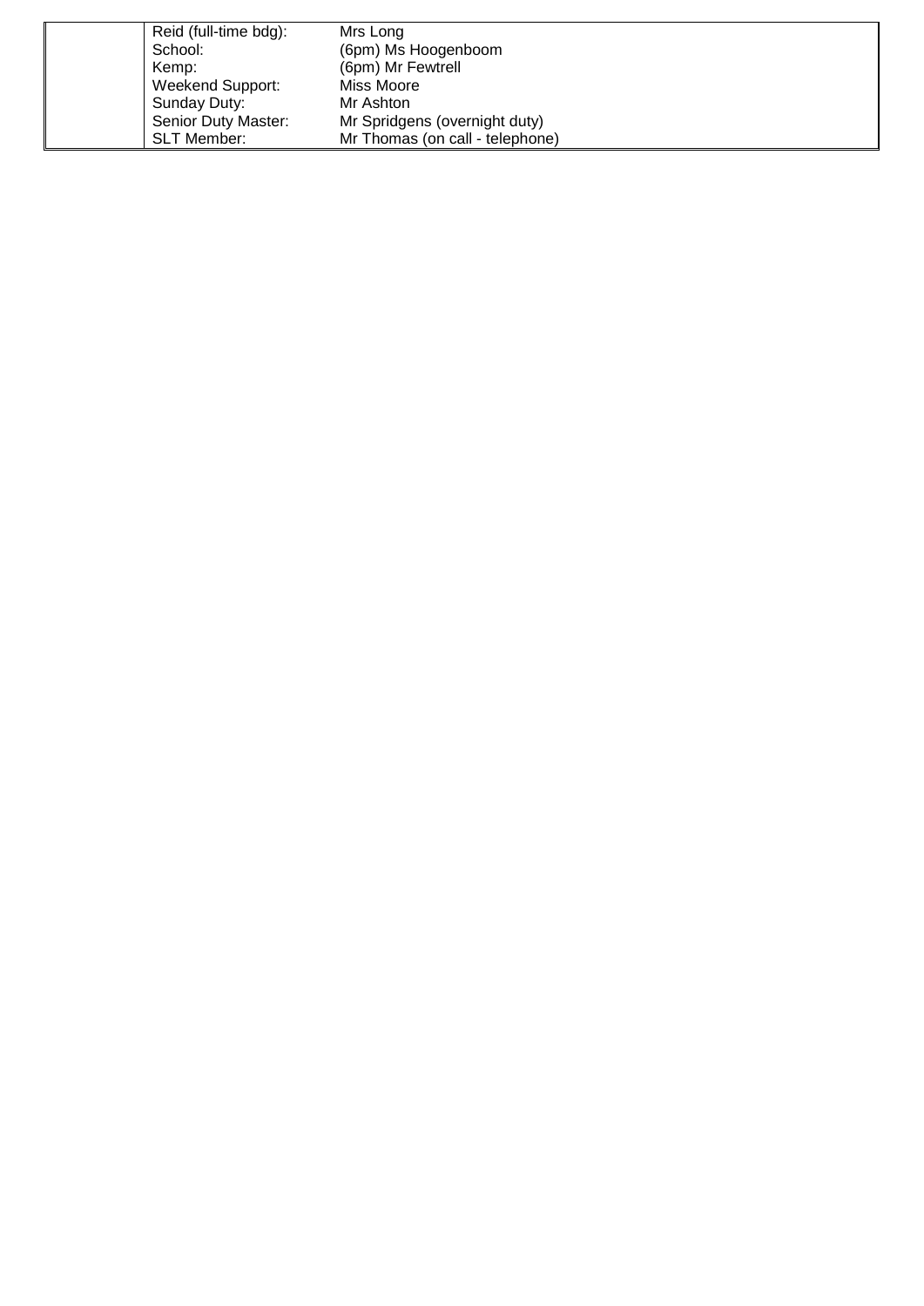| | | |
|---|---|---|
| | Reid (full-time bdg): | Mrs Long |
| | School: | (6pm) Ms Hoogenboom |
| | Kemp: | (6pm) Mr Fewtrell |
| | Weekend Support: | Miss Moore |
| | Sunday Duty: | Mr Ashton |
| | Senior Duty Master: | Mr Spridgens (overnight duty) |
| | SLT Member: | Mr Thomas (on call - telephone) |